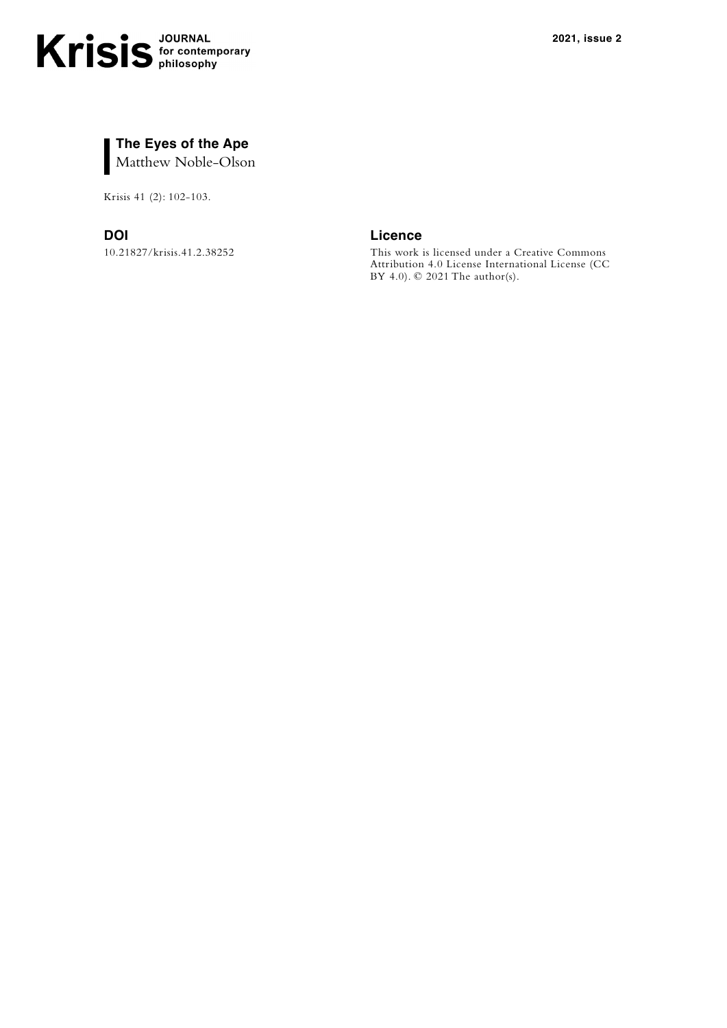# The Eyes of the Ape

Matthew Noble-Olson

Krisis 41 (2): 102-103.

## DOI

10.21827/krisis.41.2.38252

## Licence

This work is licensed under a Creative Commons Attribution 4.0 License International License (CC BY 4.0). © 2021 The author(s).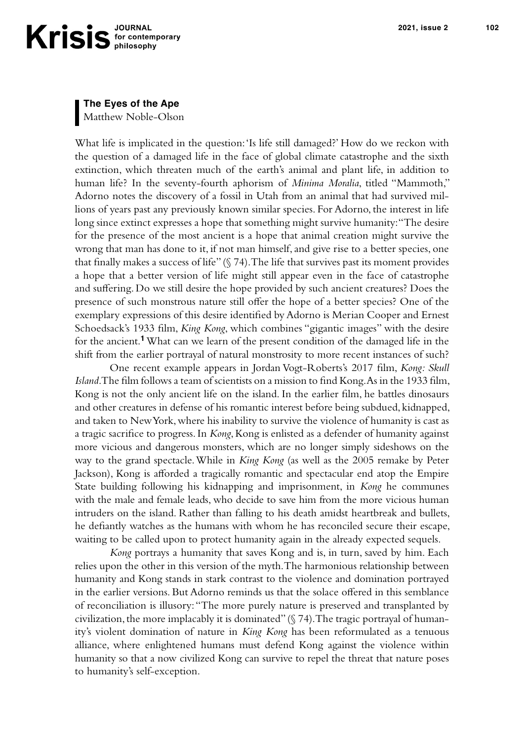## The Eyes of the Ape

Matthew Noble-Olson

What life is implicated in the question: 'Is life still damaged?' How do we reckon with the question of a damaged life in the face of global climate catastrophe and the sixth extinction, which threaten much of the earth's animal and plant life, in addition to human life? In the seventy-fourth aphorism of *Minima Moralia*, titled "Mammoth," Adorno notes the discovery of a fossil in Utah from an animal that had survived millions of years past any previously known similar species. For Adorno, the interest in life long since extinct expresses a hope that something might survive humanity: "The desire for the presence of the most ancient is a hope that animal creation might survive the wrong that man has done to it, if not man himself, and give rise to a better species, one that finally makes a success of life" (§ 74). The life that survives past its moment provides a hope that a better version of life might still appear even in the face of catastrophe and suffering. Do we still desire the hope provided by such ancient creatures? Does the presence of such monstrous nature still offer the hope of a better species? One of the exemplary expressions of this desire identified by Adorno is Merian Cooper and Ernest Schoedsack's 1933 film, *King Kong*, which combines "gigantic images" with the desire for the ancient.[1] What can we learn of the present condition of the damaged life in the shift from the earlier portrayal of natural monstrosity to more recent instances of such?

One recent example appears in Jordan Vogt-Roberts's 2017 film, *Kong: Skull Island*. The film follows a team of scientists on a mission to find Kong. As in the 1933 film, Kong is not the only ancient life on the island. In the earlier film, he battles dinosaurs and other creatures in defense of his romantic interest before being subdued, kidnapped, and taken to New York, where his inability to survive the violence of humanity is cast as a tragic sacrifice to progress. In *Kong*, Kong is enlisted as a defender of humanity against more vicious and dangerous monsters, which are no longer simply sideshows on the way to the grand spectacle. While in *King Kong* (as well as the 2005 remake by Peter Jackson), Kong is afforded a tragically romantic and spectacular end atop the Empire State building following his kidnapping and imprisonment, in *Kong* he communes with the male and female leads, who decide to save him from the more vicious human intruders on the island. Rather than falling to his death amidst heartbreak and bullets, he defiantly watches as the humans with whom he has reconciled secure their escape, waiting to be called upon to protect humanity again in the already expected sequels.

*Kong* portrays a humanity that saves Kong and is, in turn, saved by him. Each relies upon the other in this version of the myth. The harmonious relationship between humanity and Kong stands in stark contrast to the violence and domination portrayed in the earlier versions. But Adorno reminds us that the solace offered in this semblance of reconciliation is illusory: "The more purely nature is preserved and transplanted by civilization, the more implacably it is dominated" (§ 74). The tragic portrayal of humanity's violent domination of nature in *King Kong* has been reformulated as a tenuous alliance, where enlightened humans must defend Kong against the violence within humanity so that a now civilized Kong can survive to repel the threat that nature poses to humanity's self-exception.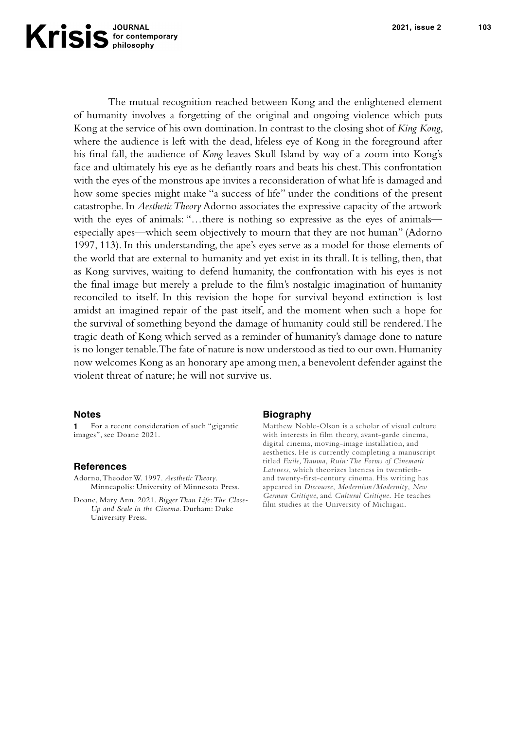The mutual recognition reached between Kong and the enlightened element of humanity involves a forgetting of the original and ongoing violence which puts Kong at the service of his own domination. In contrast to the closing shot of *King Kong*, where the audience is left with the dead, lifeless eye of Kong in the foreground after his final fall, the audience of *Kong* leaves Skull Island by way of a zoom into Kong's face and ultimately his eye as he defiantly roars and beats his chest. This confrontation with the eyes of the monstrous ape invites a reconsideration of what life is damaged and how some species might make "a success of life" under the conditions of the present catastrophe. In *Aesthetic Theory* Adorno associates the expressive capacity of the artwork with the eyes of animals: "…there is nothing so expressive as the eyes of animals—especially apes—which seem objectively to mourn that they are not human" (Adorno 1997, 113). In this understanding, the ape's eyes serve as a model for those elements of the world that are external to humanity and yet exist in its thrall. It is telling, then, that as Kong survives, waiting to defend humanity, the confrontation with his eyes is not the final image but merely a prelude to the film's nostalgic imagination of humanity reconciled to itself. In this revision the hope for survival beyond extinction is lost amidst an imagined repair of the past itself, and the moment when such a hope for the survival of something beyond the damage of humanity could still be rendered. The tragic death of Kong which served as a reminder of humanity's damage done to nature is no longer tenable. The fate of nature is now understood as tied to our own. Humanity now welcomes Kong as an honorary ape among men, a benevolent defender against the violent threat of nature; he will not survive us.

## Notes

**1** For a recent consideration of such "gigantic images", see Doane 2021.

## References

Adorno, Theodor W. 1997. *Aesthetic Theory*. Minneapolis: University of Minnesota Press.

Doane, Mary Ann. 2021. *Bigger Than Life: The Close-Up and Scale in the Cinema*. Durham: Duke University Press.

## Biography

Matthew Noble-Olson is a scholar of visual culture with interests in film theory, avant-garde cinema, digital cinema, moving-image installation, and aesthetics. He is currently completing a manuscript titled *Exile, Trauma, Ruin: The Forms of Cinematic Lateness*, which theorizes lateness in twentieth- and twenty-first-century cinema. His writing has appeared in *Discourse*, *Modernism/Modernity*, *New German Critique*, and *Cultural Critique*. He teaches film studies at the University of Michigan.